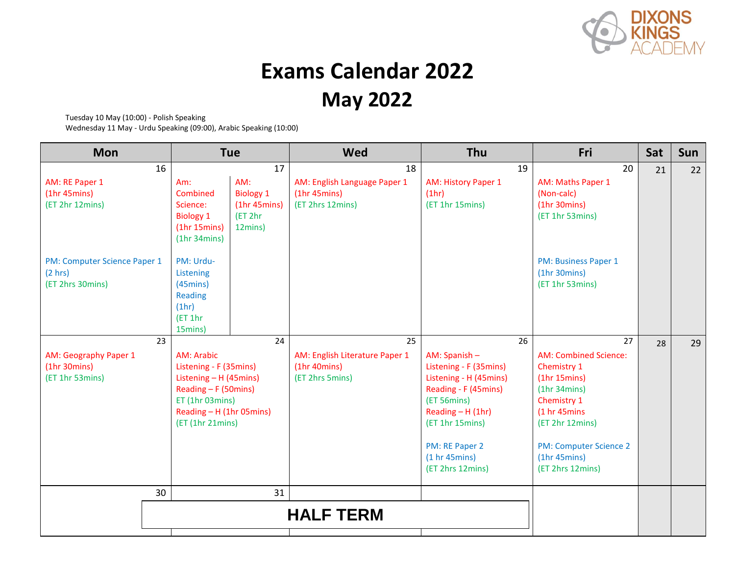DIXONS KINGS ACADEMY

# Exams Calendar 2022

## May 2022

Tuesday 10 May (10:00) - Polish Speaking
Wednesday 11 May - Urdu Speaking (09:00), Arabic Speaking (10:00)

| Mon | Tue | Wed | Thu | Fri | Sat | Sun |
|---|---|---|---|---|---|---|
| 16<br>AM: RE Paper 1<br>(1hr 45mins)<br>(ET 2hr 12mins)<br><br>PM: Computer Science Paper 1<br>(2 hrs)<br>(ET 2hrs 30mins) | 17<br>Am: Combined Science: Biology 1<br>(1hr 15mins)<br>(1hr 34mins)<br><br>AM: Biology 1<br>(1hr 45mins)<br>(ET 2hr 12mins)<br><br>PM: Urdu- Listening<br>(45mins)<br>Reading<br>(1hr)<br>(ET 1hr 15mins) | 18<br>AM: English Language Paper 1<br>(1hr 45mins)<br>(ET 2hrs 12mins) | 19<br>AM: History Paper 1<br>(1hr)<br>(ET 1hr 15mins) | 20<br>AM: Maths Paper 1<br>(Non-calc)<br>(1hr 30mins)<br>(ET 1hr 53mins)<br><br>PM: Business Paper 1<br>(1hr 30mins)<br>(ET 1hr 53mins) | 21 | 22 |
| 23<br>AM: Geography Paper 1<br>(1hr 30mins)<br>(ET 1hr 53mins) | 24<br>AM: Arabic<br>Listening - F (35mins)<br>Listening – H (45mins)<br>Reading – F (50mins)<br>ET (1hr 03mins)<br>Reading – H (1hr 05mins)<br>(ET (1hr 21mins) | 25<br>AM: English Literature Paper 1<br>(1hr 40mins)<br>(ET 2hrs 5mins) | 26<br>AM: Spanish –<br>Listening - F (35mins)<br>Listening - H (45mins)<br>Reading - F (45mins)<br>(ET 56mins)<br>Reading – H (1hr)<br>(ET 1hr 15mins)<br><br>PM: RE Paper 2<br>(1 hr 45mins)<br>(ET 2hrs 12mins) | 27<br>AM: Combined Science: Chemistry 1<br>(1hr 15mins)<br>(1hr 34mins)<br>Chemistry 1<br>(1 hr 45mins<br>(ET 2hr 12mins)<br><br>PM: Computer Science 2<br>(1hr 45mins)<br>(ET 2hrs 12mins) | 28 | 29 |
| 30<br>HALF TERM | 31<br>HALF TERM | HALF TERM | HALF TERM | | | |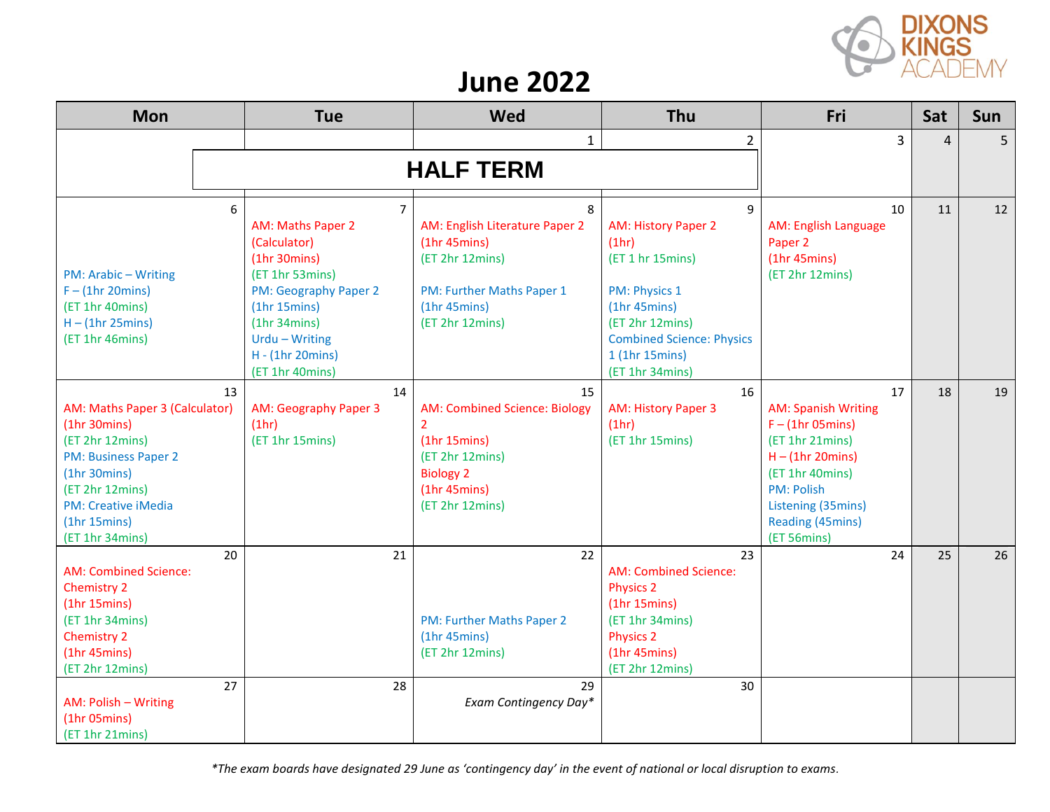# June 2022

| Mon | Tue | Wed | Thu | Fri | Sat | Sun |
|---|---|---|---|---|---|---|
| | | 1 | 2 | 3 | 4 | 5 |
| HALF TERM | | | | | | |
| 6<br>PM: Arabic – Writing<br>F – (1hr 20mins)<br>(ET 1hr 40mins)<br>H – (1hr 25mins)<br>(ET 1hr 46mins) | 7<br>AM: Maths Paper 2 (Calculator)<br>(1hr 30mins)<br>(ET 1hr 53mins)<br>PM: Geography Paper 2<br>(1hr 15mins)<br>(1hr 34mins)<br>Urdu – Writing<br>H - (1hr 20mins)<br>(ET 1hr 40mins) | 8<br>AM: English Literature Paper 2<br>(1hr 45mins)<br>(ET 2hr 12mins)<br>PM: Further Maths Paper 1<br>(1hr 45mins)<br>(ET 2hr 12mins) | 9<br>AM: History Paper 2<br>(1hr)<br>(ET 1 hr 15mins)<br>PM: Physics 1<br>(1hr 45mins)<br>(ET 2hr 12mins)<br>Combined Science: Physics 1 (1hr 15mins)<br>(ET 1hr 34mins) | 10<br>AM: English Language Paper 2<br>(1hr 45mins)<br>(ET 2hr 12mins) | 11 | 12 |
| 13<br>AM: Maths Paper 3 (Calculator)<br>(1hr 30mins)<br>(ET 2hr 12mins)<br>PM: Business Paper 2<br>(1hr 30mins)<br>(ET 2hr 12mins)<br>PM: Creative iMedia<br>(1hr 15mins)<br>(ET 1hr 34mins) | 14<br>AM: Geography Paper 3<br>(1hr)<br>(ET 1hr 15mins) | 15<br>AM: Combined Science: Biology 2<br>(1hr 15mins)<br>(ET 2hr 12mins)<br>Biology 2<br>(1hr 45mins)<br>(ET 2hr 12mins) | 16<br>AM: History Paper 3<br>(1hr)<br>(ET 1hr 15mins) | 17<br>AM: Spanish Writing<br>F – (1hr 05mins)<br>(ET 1hr 21mins)<br>H – (1hr 20mins)<br>(ET 1hr 40mins)<br>PM: Polish<br>Listening (35mins)<br>Reading (45mins)<br>(ET 56mins) | 18 | 19 |
| 20<br>AM: Combined Science: Chemistry 2<br>(1hr 15mins)<br>(ET 1hr 34mins)<br>Chemistry 2<br>(1hr 45mins)<br>(ET 2hr 12mins) | 21 | 22<br>PM: Further Maths Paper 2<br>(1hr 45mins)<br>(ET 2hr 12mins) | 23<br>AM: Combined Science: Physics 2<br>(1hr 15mins)<br>(ET 1hr 34mins)<br>Physics 2<br>(1hr 45mins)<br>(ET 2hr 12mins) | 24 | 25 | 26 |
| 27<br>AM: Polish – Writing<br>(1hr 05mins)<br>(ET 1hr 21mins) | 28 | 29<br>*Exam Contingency Day** | 30 | | | |

*\*The exam boards have designated 29 June as 'contingency day' in the event of national or local disruption to exams.*